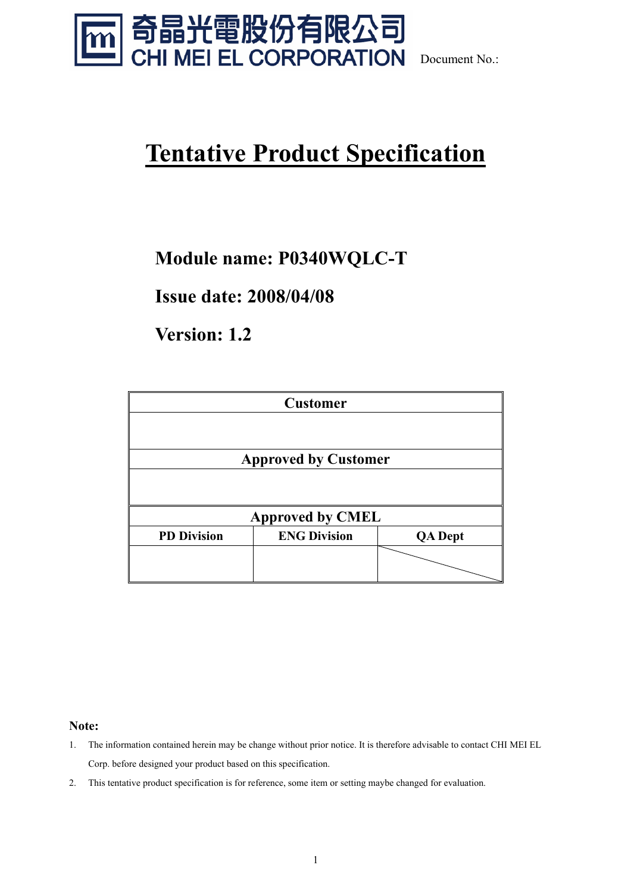奇晶光電股份有限公司
CHI MEI EL CORPORATION

Document No.:

# Tentative Product Specification

## Module name: P0340WQLC-T

## Issue date: 2008/04/08

## Version: 1.2

| Customer | | |
|---|---|---|
| | | |
| **Approved by Customer** | | |
| | | |
| **Approved by CMEL** | | |
| **PD Division** | **ENG Division** | **QA Dept** |
| | | |

**Note:**

1. The information contained herein may be change without prior notice. It is therefore advisable to contact CHI MEI EL Corp. before designed your product based on this specification.
2. This tentative product specification is for reference, some item or setting maybe changed for evaluation.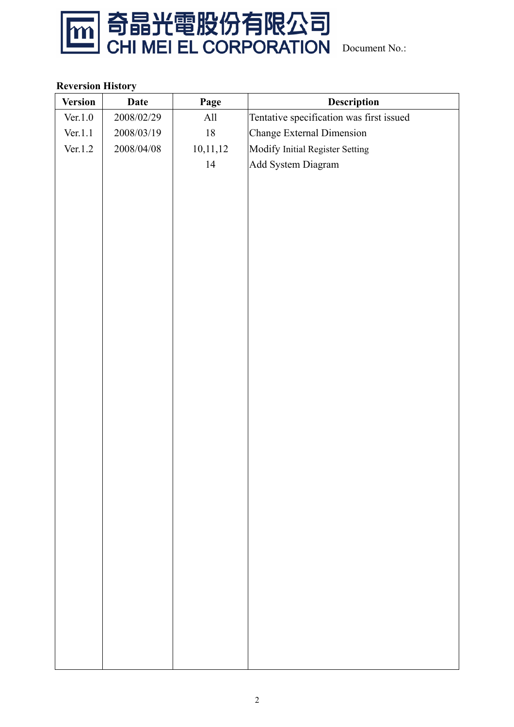奇晶光電股份有限公司
CHI MEI EL CORPORATION

Document No.:

**Reversion History**

| Version | Date | Page | Description |
|---|---|---|---|
| Ver.1.0 | 2008/02/29 | All | Tentative specification was first issued |
| Ver.1.1 | 2008/03/19 | 18 | Change External Dimension |
| Ver.1.2 | 2008/04/08 | 10,11,12 | Modify Initial Register Setting |
| | | 14 | Add System Diagram |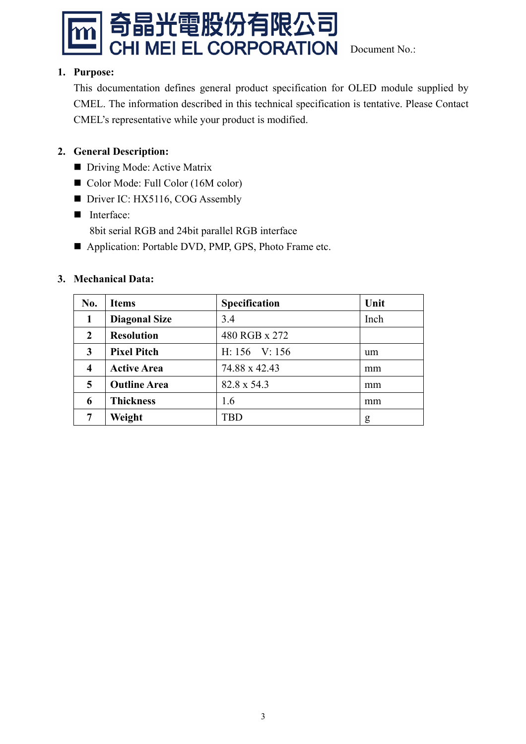## 1. Purpose:

This documentation defines general product specification for OLED module supplied by CMEL. The information described in this technical specification is tentative. Please Contact CMEL's representative while your product is modified.

## 2. General Description:

- Driving Mode: Active Matrix
- Color Mode: Full Color (16M color)
- Driver IC: HX5116, COG Assembly
- Interface:
  8bit serial RGB and 24bit parallel RGB interface
- Application: Portable DVD, PMP, GPS, Photo Frame etc.

## 3. Mechanical Data:

| No. | Items | Specification | Unit |
|---|---|---|---|
| 1 | **Diagonal Size** | 3.4 | Inch |
| 2 | **Resolution** | 480 RGB x 272 | |
| 3 | **Pixel Pitch** | H: 156　V: 156 | um |
| 4 | **Active Area** | 74.88 x 42.43 | mm |
| 5 | **Outline Area** | 82.8 x 54.3 | mm |
| 6 | **Thickness** | 1.6 | mm |
| 7 | **Weight** | TBD | g |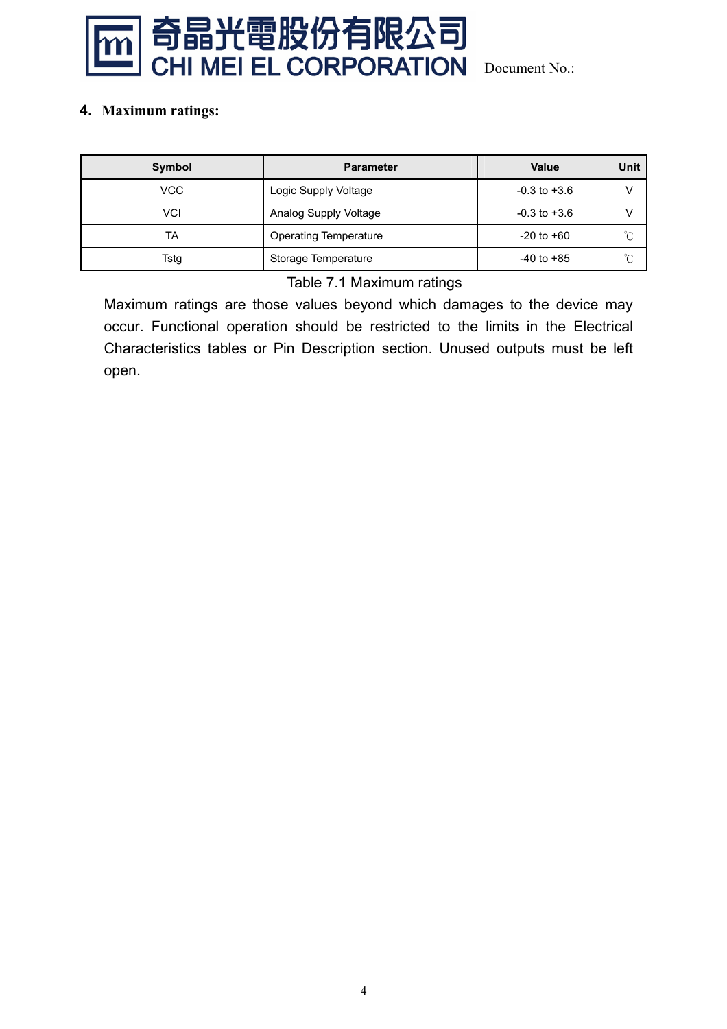## 4. Maximum ratings:

| Symbol | Parameter | Value | Unit |
|---|---|---|---|
| VCC | Logic Supply Voltage | -0.3 to +3.6 | V |
| VCI | Analog Supply Voltage | -0.3 to +3.6 | V |
| TA | Operating Temperature | -20 to +60 | ℃ |
| Tstg | Storage Temperature | -40 to +85 | ℃ |

Table 7.1 Maximum ratings

Maximum ratings are those values beyond which damages to the device may occur. Functional operation should be restricted to the limits in the Electrical Characteristics tables or Pin Description section. Unused outputs must be left open.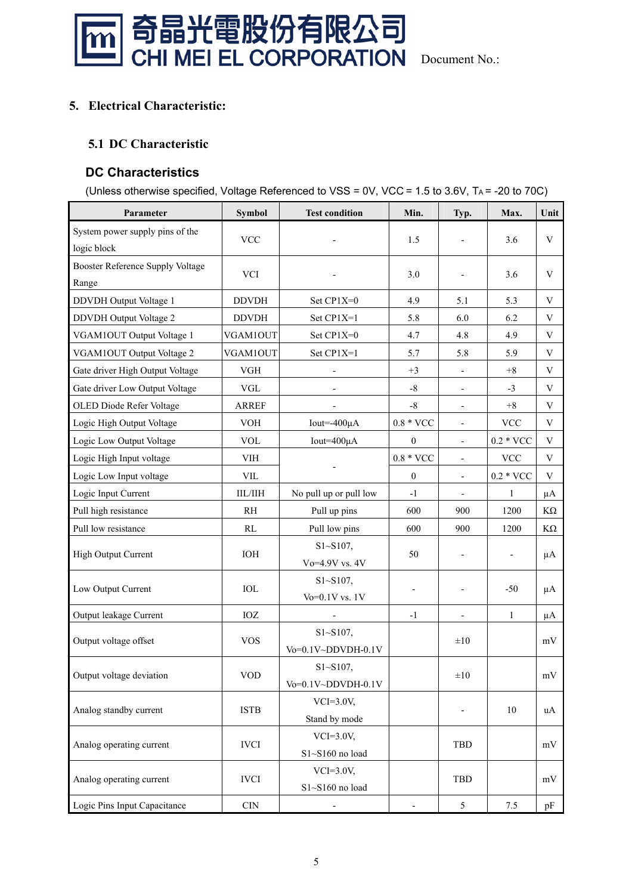## 5. Electrical Characteristic:

### 5.1 DC Characteristic

### DC Characteristics

(Unless otherwise specified, Voltage Referenced to VSS = 0V, VCC = 1.5 to 3.6V, $T_A$ = -20 to 70C)

| Parameter | Symbol | Test condition | Min. | Typ. | Max. | Unit |
|---|---|---|---|---|---|---|
| System power supply pins of the logic block | VCC | - | 1.5 | - | 3.6 | V |
| Booster Reference Supply Voltage Range | VCI | - | 3.0 | - | 3.6 | V |
| DDVDH Output Voltage 1 | DDVDH | Set CP1X=0 | 4.9 | 5.1 | 5.3 | V |
| DDVDH Output Voltage 2 | DDVDH | Set CP1X=1 | 5.8 | 6.0 | 6.2 | V |
| VGAM1OUT Output Voltage 1 | VGAM1OUT | Set CP1X=0 | 4.7 | 4.8 | 4.9 | V |
| VGAM1OUT Output Voltage 2 | VGAM1OUT | Set CP1X=1 | 5.7 | 5.8 | 5.9 | V |
| Gate driver High Output Voltage | VGH | - | +3 | - | +8 | V |
| Gate driver Low Output Voltage | VGL | - | -8 | - | -3 | V |
| OLED Diode Refer Voltage | ARREF | - | -8 | - | +8 | V |
| Logic High Output Voltage | VOH | Iout=-400μA | 0.8 * VCC | - | VCC | V |
| Logic Low Output Voltage | VOL | Iout=400μA | 0 | - | 0.2 * VCC | V |
| Logic High Input voltage | VIH | - | 0.8 * VCC | - | VCC | V |
| Logic Low Input voltage | VIL | | 0 | - | 0.2 * VCC | V |
| Logic Input Current | IIL/IIH | No pull up or pull low | -1 | - | 1 | μA |
| Pull high resistance | RH | Pull up pins | 600 | 900 | 1200 | KΩ |
| Pull low resistance | RL | Pull low pins | 600 | 900 | 1200 | KΩ |
| High Output Current | IOH | S1~S107, Vo=4.9V vs. 4V | 50 | - | - | μA |
| Low Output Current | IOL | S1~S107, Vo=0.1V vs. 1V | - | - | -50 | μA |
| Output leakage Current | IOZ | - | -1 | - | 1 | μA |
| Output voltage offset | VOS | S1~S107, Vo=0.1V~DDVDH-0.1V | | ±10 | | mV |
| Output voltage deviation | VOD | S1~S107, Vo=0.1V~DDVDH-0.1V | | ±10 | | mV |
| Analog standby current | ISTB | VCI=3.0V, Stand by mode | | - | 10 | uA |
| Analog operating current | IVCI | VCI=3.0V, S1~S160 no load | | TBD | | mV |
| Analog operating current | IVCI | VCI=3.0V, S1~S160 no load | | TBD | | mV |
| Logic Pins Input Capacitance | CIN | - | - | 5 | 7.5 | pF |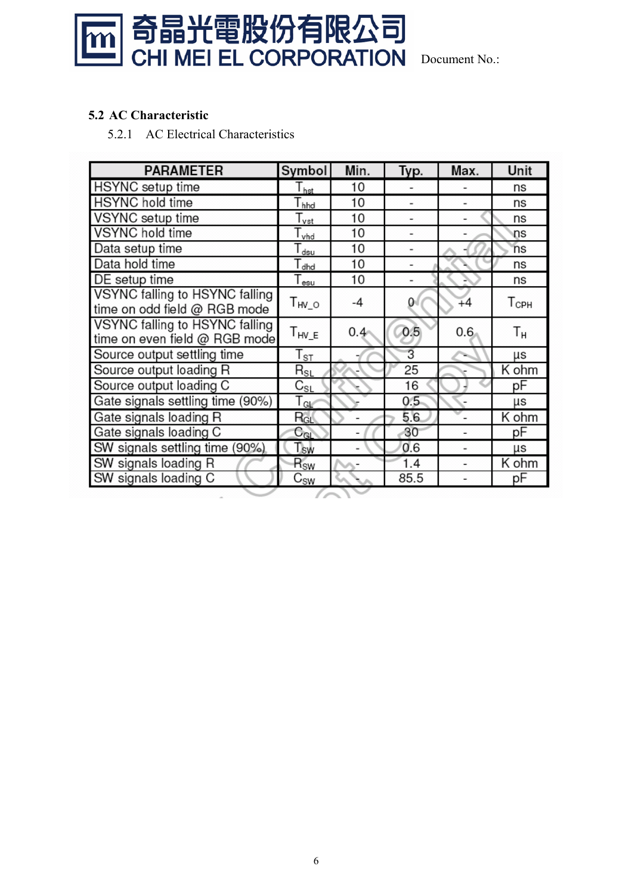## 5.2 AC Characteristic

### 5.2.1 AC Electrical Characteristics

| PARAMETER | Symbol | Min. | Typ. | Max. | Unit |
|---|---|---|---|---|---|
| HSYNC setup time | $T_{hst}$ | 10 | - | - | ns |
| HSYNC hold time | $T_{hhd}$ | 10 | - | - | ns |
| VSYNC setup time | $T_{vst}$ | 10 | - | - | ns |
| VSYNC hold time | $T_{vhd}$ | 10 | - | - | ns |
| Data setup time | $T_{dsu}$ | 10 | - | - | ns |
| Data hold time | $T_{dhd}$ | 10 | - | - | ns |
| DE setup time | $T_{esu}$ | 10 | - | - | ns |
| VSYNC falling to HSYNC falling time on odd field @ RGB mode | $T_{HV\_O}$ | -4 | 0 | +4 | $T_{CPH}$ |
| VSYNC falling to HSYNC falling time on even field @ RGB mode | $T_{HV\_E}$ | 0.4 | 0.5 | 0.6 | $T_H$ |
| Source output settling time | $T_{ST}$ | - | 3 | - | µs |
| Source output loading R | $R_{SL}$ | - | 25 | - | K ohm |
| Source output loading C | $C_{SL}$ | - | 16 | - | pF |
| Gate signals settling time (90%) | $T_{GL}$ | - | 0.5 | - | µs |
| Gate signals loading R | $R_{GL}$ | - | 5.6 | - | K ohm |
| Gate signals loading C | $C_{GL}$ | - | 30 | - | pF |
| SW signals settling time (90%) | $T_{SW}$ | - | 0.6 | - | µs |
| SW signals loading R | $R_{SW}$ | - | 1.4 | - | K ohm |
| SW signals loading C | $C_{SW}$ | - | 85.5 | - | pF |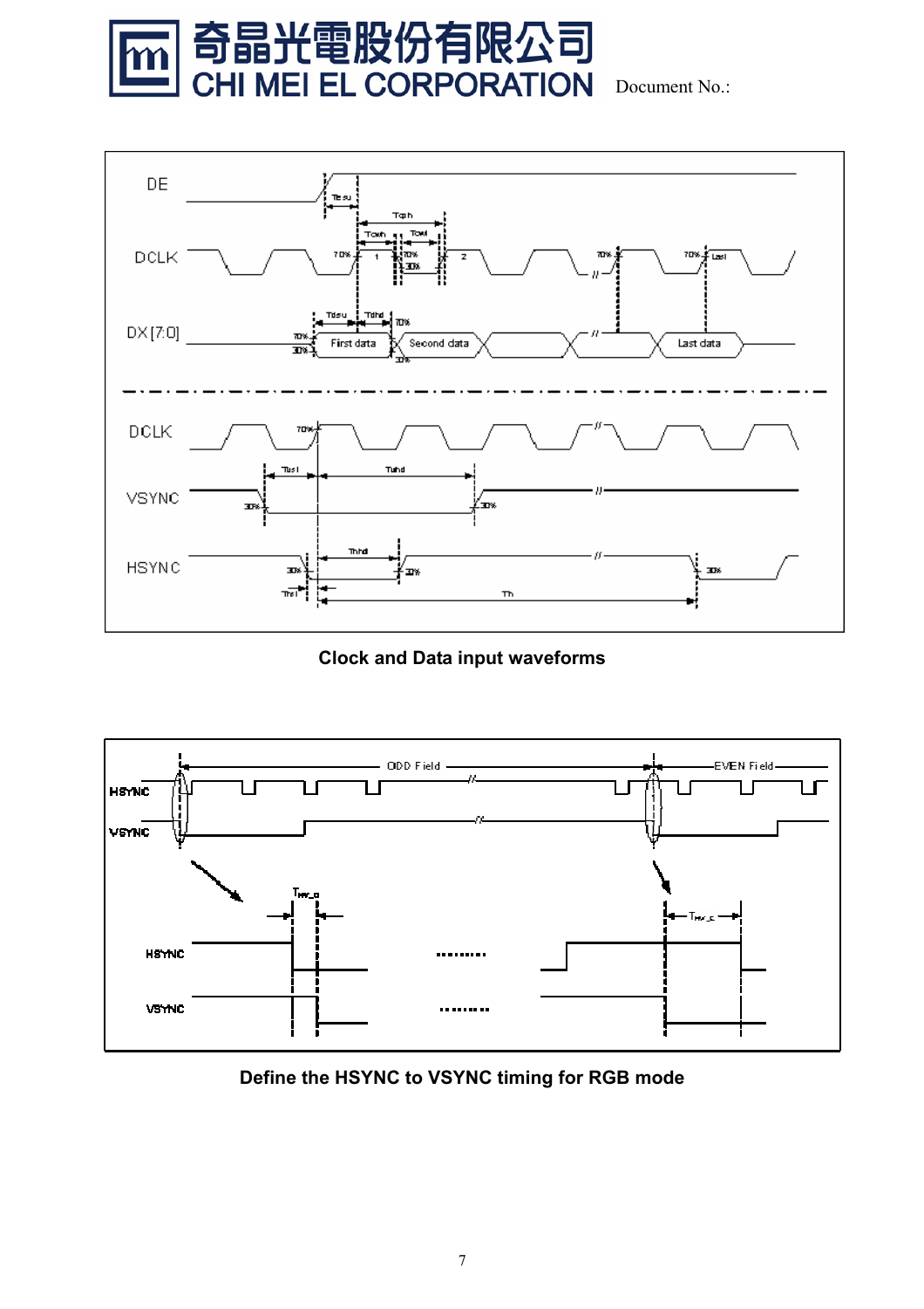**Clock and Data input waveforms**

**Define the HSYNC to VSYNC timing for RGB mode**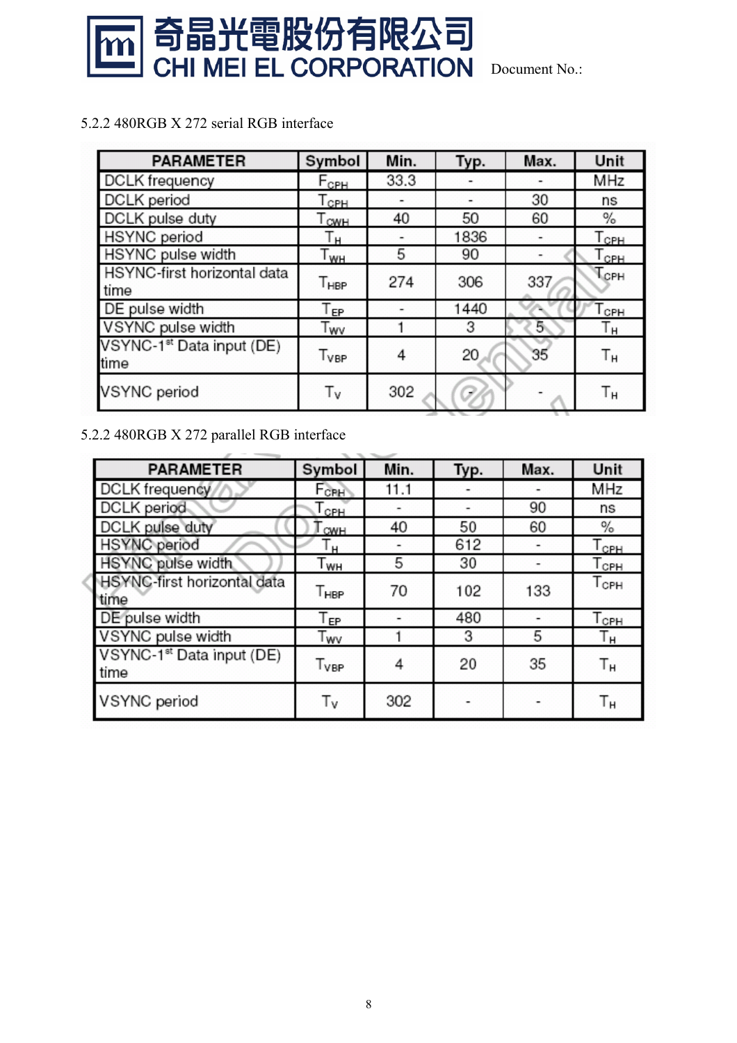5.2.2 480RGB X 272 serial RGB interface

| PARAMETER | Symbol | Min. | Typ. | Max. | Unit |
|---|---|---|---|---|---|
| DCLK frequency | $F_{CPH}$ | 33.3 | - | - | MHz |
| DCLK period | $T_{CPH}$ | - | - | 30 | ns |
| DCLK pulse duty | $T_{CWH}$ | 40 | 50 | 60 | % |
| HSYNC period | $T_H$ | - | 1836 | - | $T_{CPH}$ |
| HSYNC pulse width | $T_{WH}$ | 5 | 90 | - | $T_{CPH}$ |
| HSYNC-first horizontal data time | $T_{HBP}$ | 274 | 306 | 337 | $T_{CPH}$ |
| DE pulse width | $T_{EP}$ | - | 1440 | - | $T_{CPH}$ |
| VSYNC pulse width | $T_{WV}$ | 1 | 3 | 5 | $T_H$ |
| VSYNC-1st Data input (DE) time | $T_{VBP}$ | 4 | 20 | 35 | $T_H$ |
| VSYNC period | $T_V$ | 302 | - | - | $T_H$ |

5.2.2 480RGB X 272 parallel RGB interface

| PARAMETER | Symbol | Min. | Typ. | Max. | Unit |
|---|---|---|---|---|---|
| DCLK frequency | $F_{CPH}$ | 11.1 | - | - | MHz |
| DCLK period | $T_{CPH}$ | - | - | 90 | ns |
| DCLK pulse duty | $T_{CWH}$ | 40 | 50 | 60 | % |
| HSYNC period | $T_H$ | - | 612 | - | $T_{CPH}$ |
| HSYNC pulse width | $T_{WH}$ | 5 | 30 | - | $T_{CPH}$ |
| HSYNC-first horizontal data time | $T_{HBP}$ | 70 | 102 | 133 | $T_{CPH}$ |
| DE pulse width | $T_{EP}$ | - | 480 | - | $T_{CPH}$ |
| VSYNC pulse width | $T_{WV}$ | 1 | 3 | 5 | $T_H$ |
| VSYNC-1st Data input (DE) time | $T_{VBP}$ | 4 | 20 | 35 | $T_H$ |
| VSYNC period | $T_V$ | 302 | - | - | $T_H$ |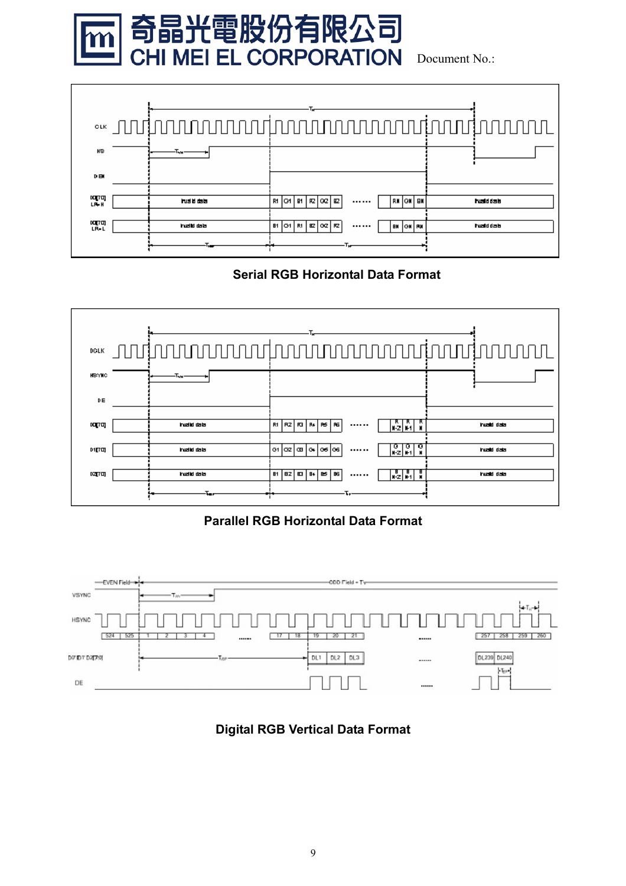**Serial RGB Horizontal Data Format**

**Parallel RGB Horizontal Data Format**

**Digital RGB Vertical Data Format**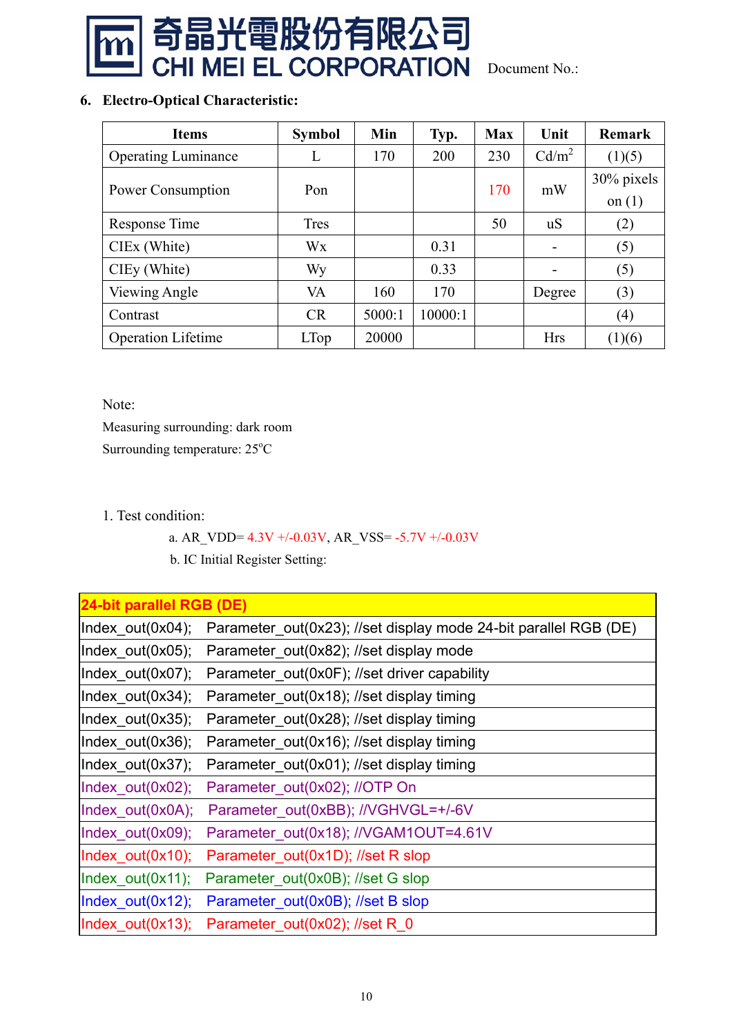## 6. Electro-Optical Characteristic:

| Items | Symbol | Min | Typ. | Max | Unit | Remark |
|---|---|---|---|---|---|---|
| Operating Luminance | L | 170 | 200 | 230 | $Cd/m^2$ | (1)(5) |
| Power Consumption | Pon | | | 170 | mW | 30% pixels on (1) |
| Response Time | Tres | | | 50 | uS | (2) |
| CIEx (White) | Wx | | 0.31 | | - | (5) |
| CIEy (White) | Wy | | 0.33 | | - | (5) |
| Viewing Angle | VA | 160 | 170 | | Degree | (3) |
| Contrast | CR | 5000:1 | 10000:1 | | | (4) |
| Operation Lifetime | LTop | 20000 | | | Hrs | (1)(6) |

Note:

Measuring surrounding: dark room

Surrounding temperature: 25°C

1. Test condition:

   a. AR_VDD= 4.3V +/-0.03V, AR_VSS= -5.7V +/-0.03V

   b. IC Initial Register Setting:

| 24-bit parallel RGB (DE) |
|---|
| Index_out(0x04); Parameter_out(0x23); //set display mode 24-bit parallel RGB (DE) |
| Index_out(0x05); Parameter_out(0x82); //set display mode |
| Index_out(0x07); Parameter_out(0x0F); //set driver capability |
| Index_out(0x34); Parameter_out(0x18); //set display timing |
| Index_out(0x35); Parameter_out(0x28); //set display timing |
| Index_out(0x36); Parameter_out(0x16); //set display timing |
| Index_out(0x37); Parameter_out(0x01); //set display timing |
| Index_out(0x02); Parameter_out(0x02); //OTP On |
| Index_out(0x0A); Parameter_out(0xBB); //VGHVGL=+/-6V |
| Index_out(0x09); Parameter_out(0x18); //VGAM1OUT=4.61V |
| Index_out(0x10); Parameter_out(0x1D); //set R slop |
| Index_out(0x11); Parameter_out(0x0B); //set G slop |
| Index_out(0x12); Parameter_out(0x0B); //set B slop |
| Index_out(0x13); Parameter_out(0x02); //set R_0 |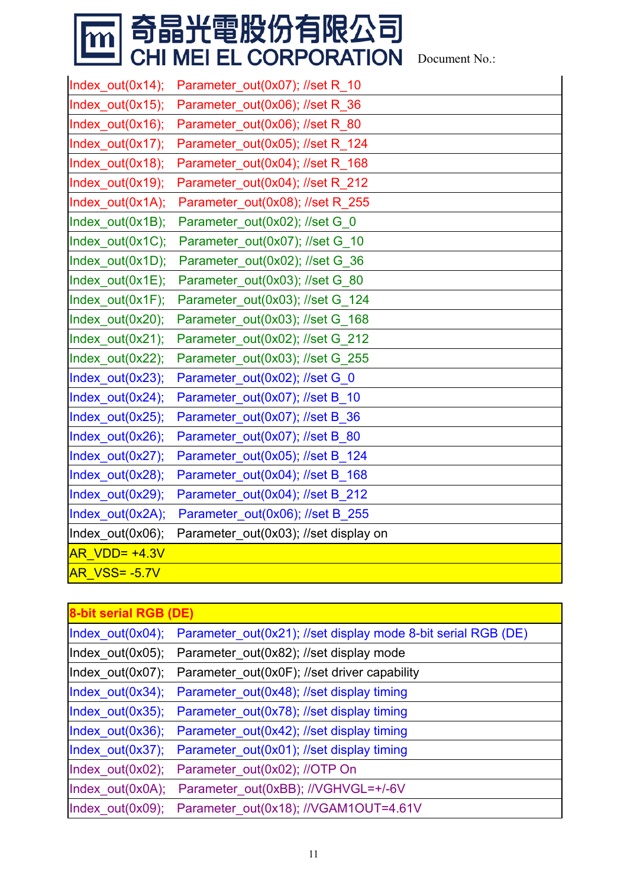| | |
|---|---|
| Index_out(0x14); | Parameter_out(0x07); //set R_10 |
| Index_out(0x15); | Parameter_out(0x06); //set R_36 |
| Index_out(0x16); | Parameter_out(0x06); //set R_80 |
| Index_out(0x17); | Parameter_out(0x05); //set R_124 |
| Index_out(0x18); | Parameter_out(0x04); //set R_168 |
| Index_out(0x19); | Parameter_out(0x04); //set R_212 |
| Index_out(0x1A); | Parameter_out(0x08); //set R_255 |
| Index_out(0x1B); | Parameter_out(0x02); //set G_0 |
| Index_out(0x1C); | Parameter_out(0x07); //set G_10 |
| Index_out(0x1D); | Parameter_out(0x02); //set G_36 |
| Index_out(0x1E); | Parameter_out(0x03); //set G_80 |
| Index_out(0x1F); | Parameter_out(0x03); //set G_124 |
| Index_out(0x20); | Parameter_out(0x03); //set G_168 |
| Index_out(0x21); | Parameter_out(0x02); //set G_212 |
| Index_out(0x22); | Parameter_out(0x03); //set G_255 |
| Index_out(0x23); | Parameter_out(0x02); //set G_0 |
| Index_out(0x24); | Parameter_out(0x07); //set B_10 |
| Index_out(0x25); | Parameter_out(0x07); //set B_36 |
| Index_out(0x26); | Parameter_out(0x07); //set B_80 |
| Index_out(0x27); | Parameter_out(0x05); //set B_124 |
| Index_out(0x28); | Parameter_out(0x04); //set B_168 |
| Index_out(0x29); | Parameter_out(0x04); //set B_212 |
| Index_out(0x2A); | Parameter_out(0x06); //set B_255 |
| Index_out(0x06); | Parameter_out(0x03); //set display on |
| AR_VDD= +4.3V | |
| AR_VSS= -5.7V | |

| 8-bit serial RGB (DE) | |
|---|---|
| Index_out(0x04); | Parameter_out(0x21); //set display mode 8-bit serial RGB (DE) |
| Index_out(0x05); | Parameter_out(0x82); //set display mode |
| Index_out(0x07); | Parameter_out(0x0F); //set driver capability |
| Index_out(0x34); | Parameter_out(0x48); //set display timing |
| Index_out(0x35); | Parameter_out(0x78); //set display timing |
| Index_out(0x36); | Parameter_out(0x42); //set display timing |
| Index_out(0x37); | Parameter_out(0x01); //set display timing |
| Index_out(0x02); | Parameter_out(0x02); //OTP On |
| Index_out(0x0A); | Parameter_out(0xBB); //VGHVGL=+/-6V |
| Index_out(0x09); | Parameter_out(0x18); //VGAM1OUT=4.61V |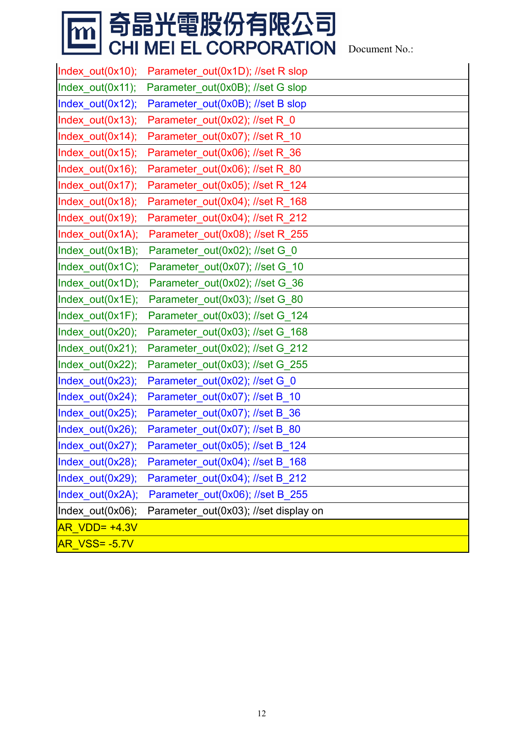```
Index_out(0x10);   Parameter_out(0x1D); //set R slop
Index_out(0x11);   Parameter_out(0x0B); //set G slop
Index_out(0x12);   Parameter_out(0x0B); //set B slop
Index_out(0x13);   Parameter_out(0x02); //set R_0
Index_out(0x14);   Parameter_out(0x07); //set R_10
Index_out(0x15);   Parameter_out(0x06); //set R_36
Index_out(0x16);   Parameter_out(0x06); //set R_80
Index_out(0x17);   Parameter_out(0x05); //set R_124
Index_out(0x18);   Parameter_out(0x04); //set R_168
Index_out(0x19);   Parameter_out(0x04); //set R_212
Index_out(0x1A);   Parameter_out(0x08); //set R_255
Index_out(0x1B);   Parameter_out(0x02); //set G_0
Index_out(0x1C);   Parameter_out(0x07); //set G_10
Index_out(0x1D);   Parameter_out(0x02); //set G_36
Index_out(0x1E);   Parameter_out(0x03); //set G_80
Index_out(0x1F);   Parameter_out(0x03); //set G_124
Index_out(0x20);   Parameter_out(0x03); //set G_168
Index_out(0x21);   Parameter_out(0x02); //set G_212
Index_out(0x22);   Parameter_out(0x03); //set G_255
Index_out(0x23);   Parameter_out(0x02); //set G_0
Index_out(0x24);   Parameter_out(0x07); //set B_10
Index_out(0x25);   Parameter_out(0x07); //set B_36
Index_out(0x26);   Parameter_out(0x07); //set B_80
Index_out(0x27);   Parameter_out(0x05); //set B_124
Index_out(0x28);   Parameter_out(0x04); //set B_168
Index_out(0x29);   Parameter_out(0x04); //set B_212
Index_out(0x2A);   Parameter_out(0x06); //set B_255
Index_out(0x06);   Parameter_out(0x03); //set display on
AR_VDD= +4.3V
AR_VSS= -5.7V
```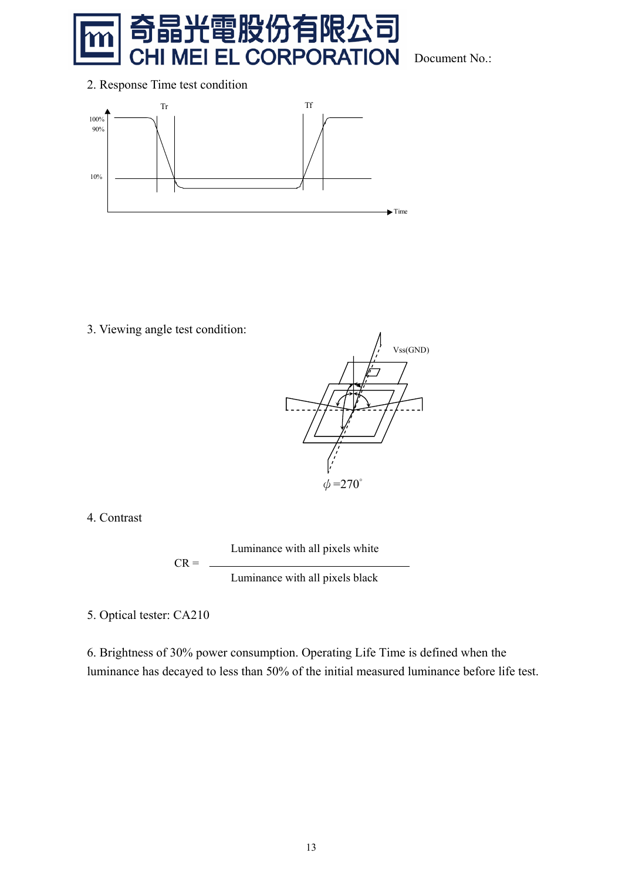2. Response Time test condition

3. Viewing angle test condition:

4. Contrast

$$CR = \frac{\text{Luminance with all pixels white}}{\text{Luminance with all pixels black}}$$

5. Optical tester: CA210

6. Brightness of 30% power consumption. Operating Life Time is defined when the luminance has decayed to less than 50% of the initial measured luminance before life test.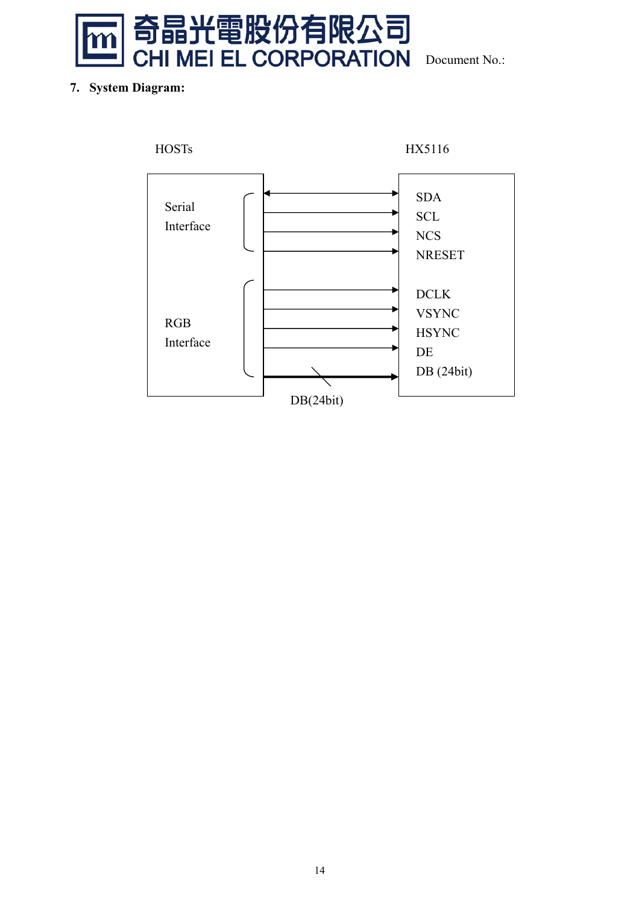## 7. System Diagram:

HOSTs

HX5116

Serial Interface

RGB Interface

SDA

SCL

NCS

NRESET

DCLK

VSYNC

HSYNC

DE

DB (24bit)

DB(24bit)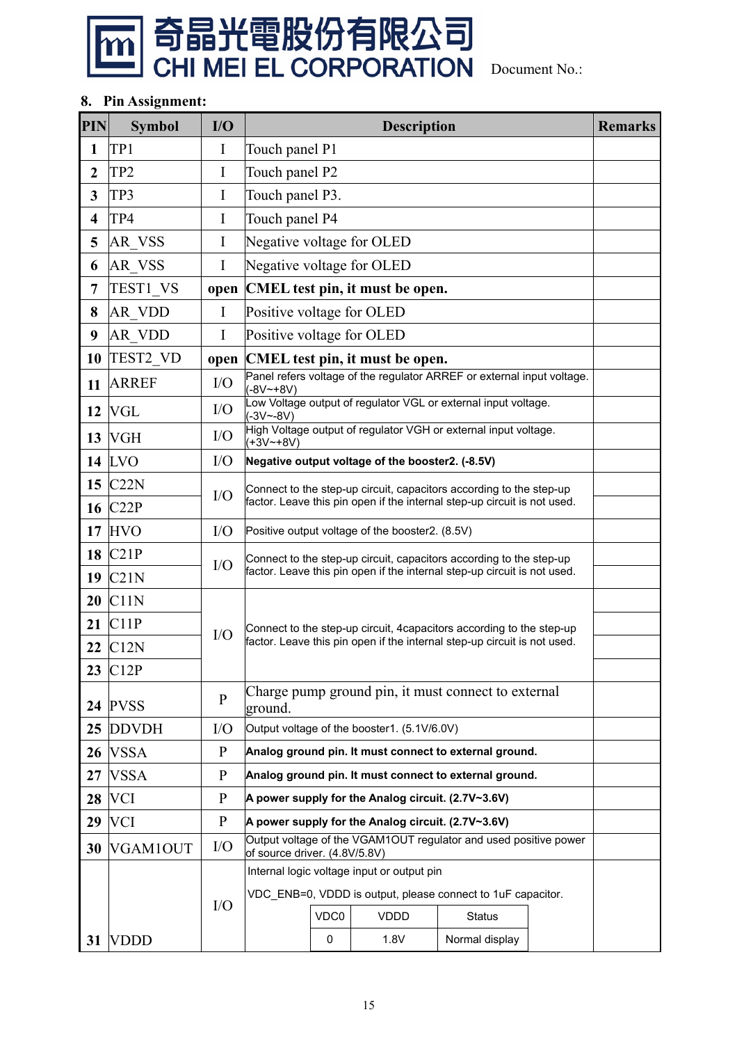奇晶光電股份有限公司
CHI MEI EL CORPORATION Document No.:

## 8. Pin Assignment:

| PIN | Symbol | I/O | Description | Remarks |
|---|---|---|---|---|
| 1 | TP1 | I | Touch panel P1 | |
| 2 | TP2 | I | Touch panel P2 | |
| 3 | TP3 | I | Touch panel P3. | |
| 4 | TP4 | I | Touch panel P4 | |
| 5 | AR_VSS | I | Negative voltage for OLED | |
| 6 | AR_VSS | I | Negative voltage for OLED | |
| 7 | TEST1_VS | **open** | **CMEL test pin, it must be open.** | |
| 8 | AR_VDD | I | Positive voltage for OLED | |
| 9 | AR_VDD | I | Positive voltage for OLED | |
| 10 | TEST2_VD | **open** | **CMEL test pin, it must be open.** | |
| 11 | ARREF | I/O | Panel refers voltage of the regulator ARREF or external input voltage. (-8V~+8V) | |
| 12 | VGL | I/O | Low Voltage output of regulator VGL or external input voltage. (-3V~-8V) | |
| 13 | VGH | I/O | High Voltage output of regulator VGH or external input voltage. (+3V~+8V) | |
| 14 | LVO | I/O | **Negative output voltage of the booster2. (-8.5V)** | |
| 15 | C22N | I/O | Connect to the step-up circuit, capacitors according to the step-up factor. Leave this pin open if the internal step-up circuit is not used. | |
| 16 | C22P | | | |
| 17 | HVO | I/O | Positive output voltage of the booster2. (8.5V) | |
| 18 | C21P | I/O | Connect to the step-up circuit, capacitors according to the step-up factor. Leave this pin open if the internal step-up circuit is not used. | |
| 19 | C21N | | | |
| 20 | C11N | I/O | Connect to the step-up circuit, 4capacitors according to the step-up factor. Leave this pin open if the internal step-up circuit is not used. | |
| 21 | C11P | | | |
| 22 | C12N | | | |
| 23 | C12P | | | |
| 24 | PVSS | P | Charge pump ground pin, it must connect to external ground. | |
| 25 | DDVDH | I/O | Output voltage of the booster1. (5.1V/6.0V) | |
| 26 | VSSA | P | **Analog ground pin. It must connect to external ground.** | |
| 27 | VSSA | P | **Analog ground pin. It must connect to external ground.** | |
| 28 | VCI | P | **A power supply for the Analog circuit. (2.7V~3.6V)** | |
| 29 | VCI | P | **A power supply for the Analog circuit. (2.7V~3.6V)** | |
| 30 | VGAM1OUT | I/O | Output voltage of the VGAM1OUT regulator and used positive power of source driver. (4.8V/5.8V) | |
| 31 | VDDD | I/O | Internal logic voltage input or output pin<br>VDC_ENB=0, VDDD is output, please connect to 1uF capacitor.<br>VDC0 / VDDD / Status:<br>0 / 1.8V / Normal display | |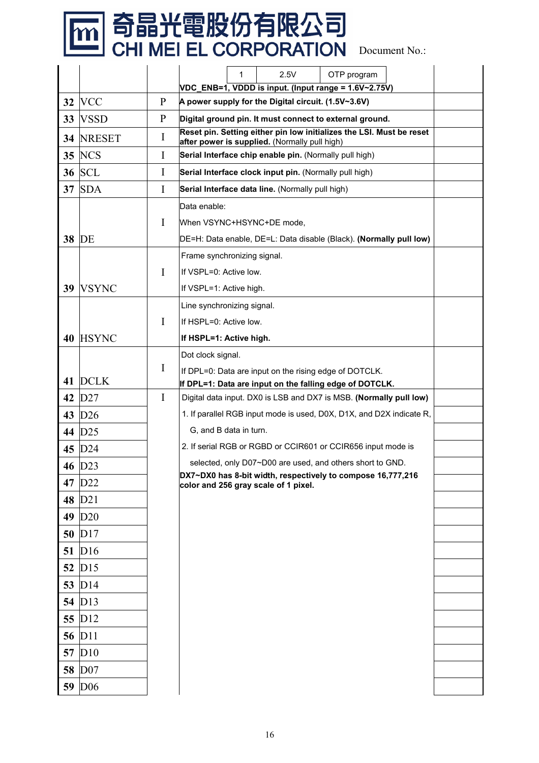| | | | | |
|---|---|---|---|---|
| | | | 1 / 2.5V / OTP program<br>VDC_ENB=1, VDDD is input. (Input range = 1.6V~2.75V) | |
| 32 | VCC | P | A power supply for the Digital circuit. (1.5V~3.6V) | |
| 33 | VSSD | P | Digital ground pin. It must connect to external ground. | |
| 34 | NRESET | I | **Reset pin. Setting either pin low initializes the LSI. Must be reset after power is supplied.** (Normally pull high) | |
| 35 | NCS | I | **Serial Interface chip enable pin.** (Normally pull high) | |
| 36 | SCL | I | **Serial Interface clock input pin.** (Normally pull high) | |
| 37 | SDA | I | **Serial Interface data line.** (Normally pull high) | |
| 38 | DE | I | Data enable:<br>When VSYNC+HSYNC+DE mode,<br>DE=H: Data enable, DE=L: Data disable (Black). **(Normally pull low)** | |
| 39 | VSYNC | I | Frame synchronizing signal.<br>If VSPL=0: Active low.<br>If VSPL=1: Active high. | |
| 40 | HSYNC | I | Line synchronizing signal.<br>If HSPL=0: Active low.<br>**If HSPL=1: Active high.** | |
| 41 | DCLK | I | Dot clock signal.<br>If DPL=0: Data are input on the rising edge of DOTCLK.<br>**If DPL=1: Data are input on the falling edge of DOTCLK.** | |
| 42 | D27 | I | Digital data input. DX0 is LSB and DX7 is MSB. **(Normally pull low)**<br>1. If parallel RGB input mode is used, D0X, D1X, and D2X indicate R, G, and B data in turn.<br>2. If serial RGB or RGBD or CCIR601 or CCIR656 input mode is selected, only D07~D00 are used, and others short to GND.<br>**DX7~DX0 has 8-bit width, respectively to compose 16,777,216 color and 256 gray scale of 1 pixel.** | |
| 43 | D26 | | | |
| 44 | D25 | | | |
| 45 | D24 | | | |
| 46 | D23 | | | |
| 47 | D22 | | | |
| 48 | D21 | | | |
| 49 | D20 | | | |
| 50 | D17 | | | |
| 51 | D16 | | | |
| 52 | D15 | | | |
| 53 | D14 | | | |
| 54 | D13 | | | |
| 55 | D12 | | | |
| 56 | D11 | | | |
| 57 | D10 | | | |
| 58 | D07 | | | |
| 59 | D06 | | | |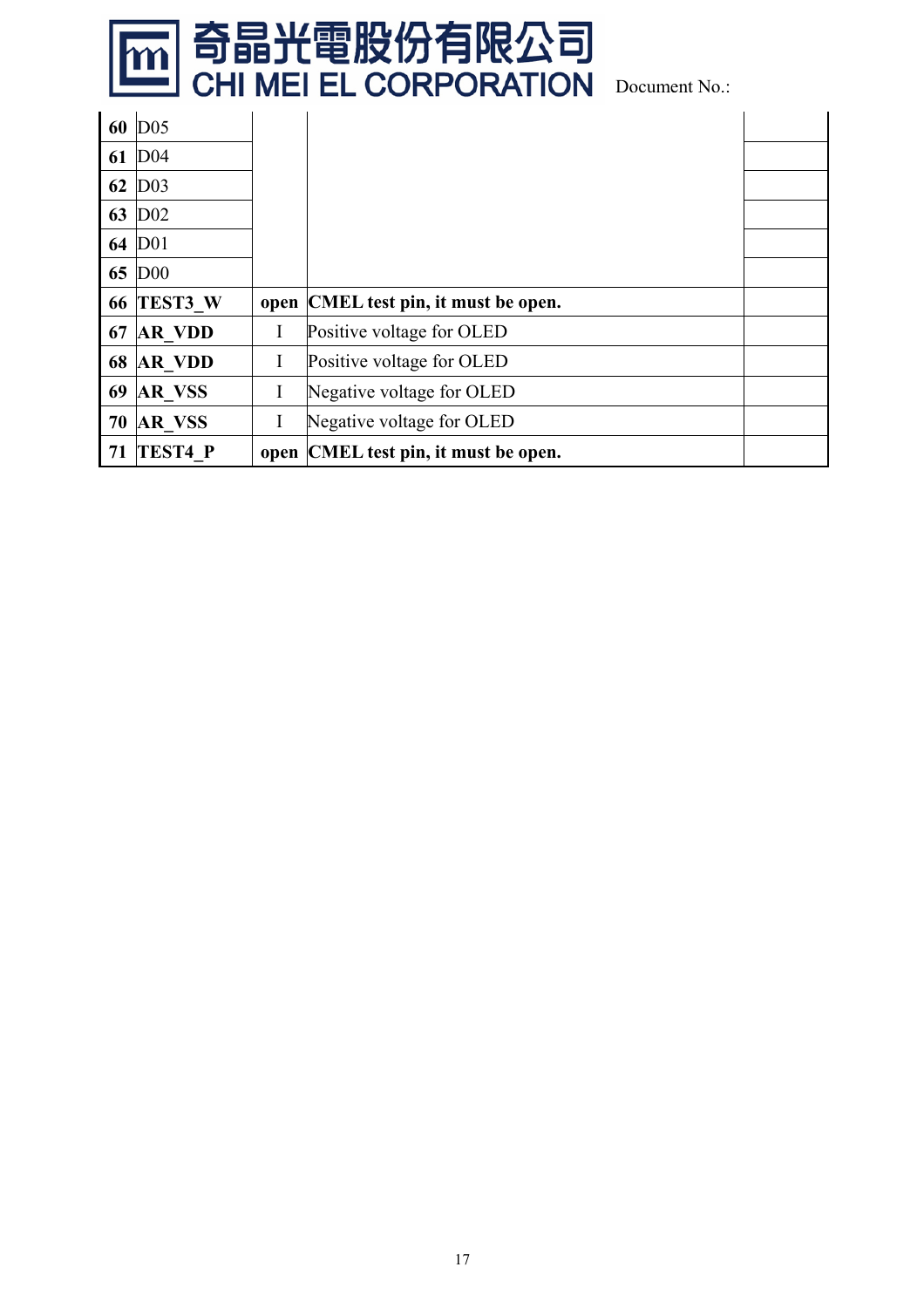| | | | | |
|---|---|---|---|---|
| **60** | D05 | | | |
| **61** | D04 | | | |
| **62** | D03 | | | |
| **63** | D02 | | | |
| **64** | D01 | | | |
| **65** | D00 | | | |
| **66** | **TEST3_W** | **open** | **CMEL test pin, it must be open.** | |
| **67** | **AR_VDD** | I | Positive voltage for OLED | |
| **68** | **AR_VDD** | I | Positive voltage for OLED | |
| **69** | **AR_VSS** | I | Negative voltage for OLED | |
| **70** | **AR_VSS** | I | Negative voltage for OLED | |
| **71** | **TEST4_P** | **open** | **CMEL test pin, it must be open.** | |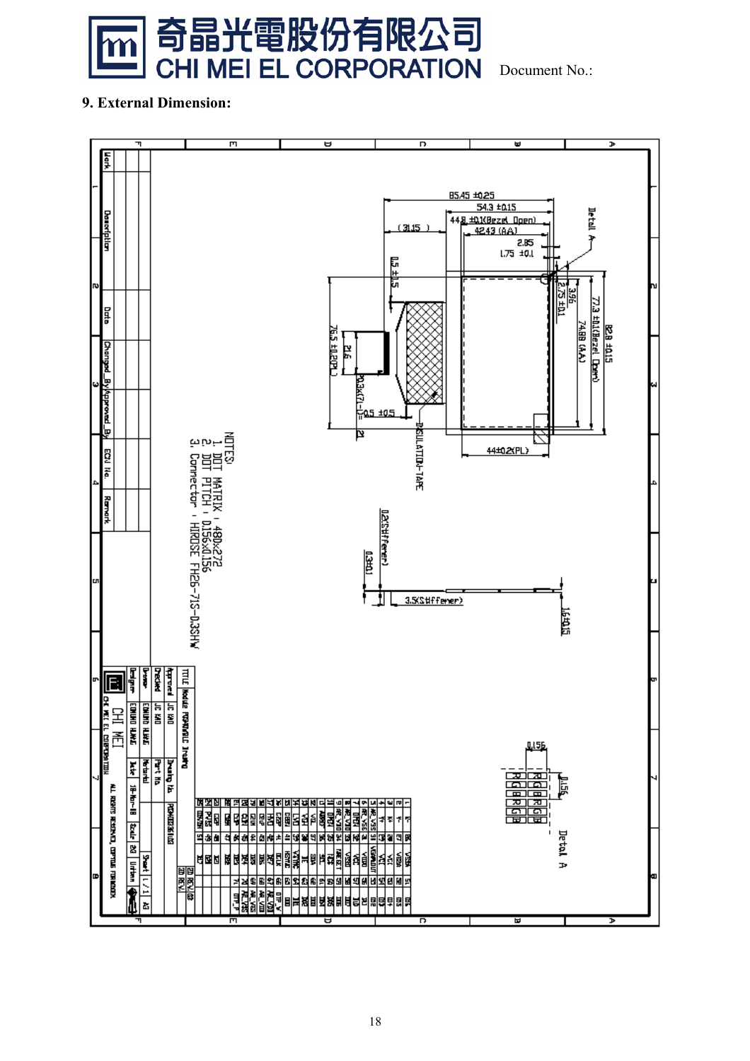## 9. External Dimension:

85.45 ±0.25

54.3 ±0.15

44.8 ±0.1(Bezel Open)

42.43 (AA)

(31.15 )

2.85

1.75 ±0.1

0.5 ±1.5

Detail A

76.5 ±0.2(PL)

21.6

0.3x(71-1)=21

0.5 ±0.5

2.75 ±0.1

3.96

74.88 (A.A.)

77.3 ±0.1(Bezel Open)

82.8 ±0.15

INSULATION-TAPE

44±0.2(PL)

0.2(Stiffener)

0.3±0.1

3.5(Stiffener)

1.6±0.15

NOTES:
1. DOT MATRIX : 480x272
2. DOT PITCH : 0.156x0.156
3. Connector : HIROSE FH26-71S-0.3SHW

0.156

0.156

Detail A

TITLE: Module FG0430... Drawing

CHI MEI

CHI MEI EL CORPORATION

ALL RIGHTS RESERVED, COPYING FORBIDDEN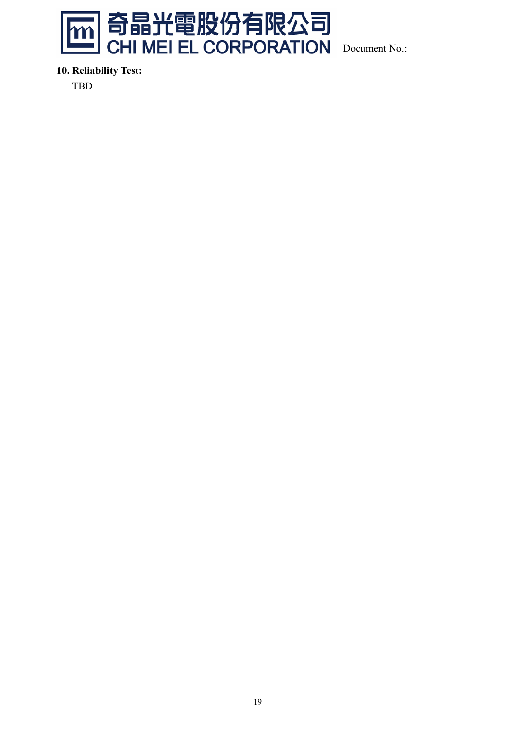## 10. Reliability Test:

TBD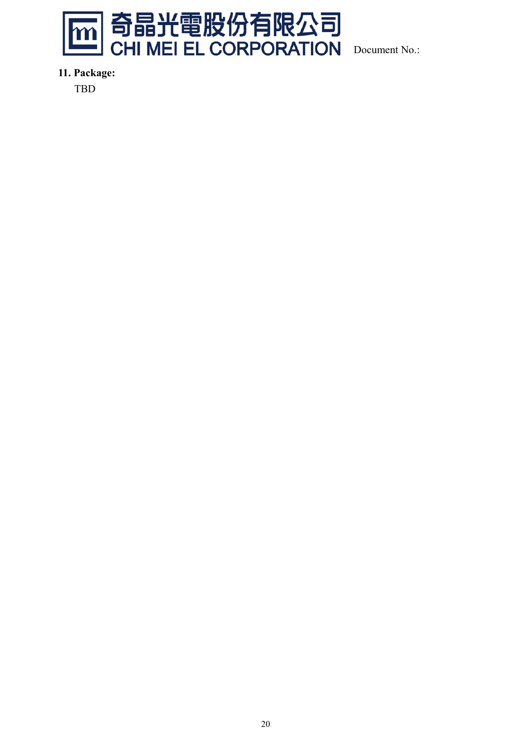**11. Package:**

TBD